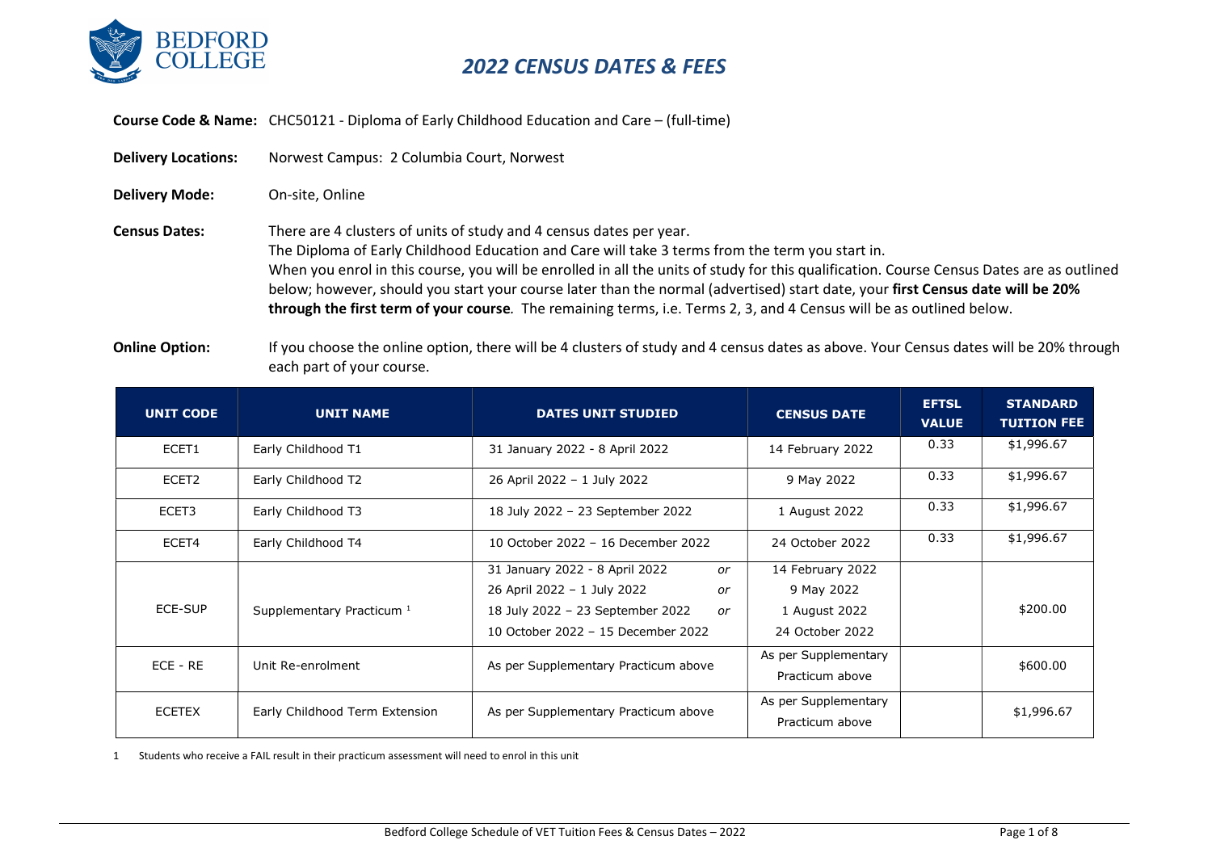# 2022 CENSUS DATES & FEES

**Course Code & Name:** CHC50121 - Diploma of Early Childhood Education and Care – (full-time)

**Delivery Locations:** Norwest Campus: 2 Columbia Court, Norwest

**Delivery Mode:** On-site, Online

**Census Dates:** There are 4 clusters of units of study and 4 census dates per year.
The Diploma of Early Childhood Education and Care will take 3 terms from the term you start in.
When you enrol in this course, you will be enrolled in all the units of study for this qualification. Course Census Dates are as outlined below; however, should you start your course later than the normal (advertised) start date, your **first Census date will be 20% through the first term of your course***.* The remaining terms, i.e. Terms 2, 3, and 4 Census will be as outlined below.

**Online Option:** If you choose the online option, there will be 4 clusters of study and 4 census dates as above. Your Census dates will be 20% through each part of your course.

| UNIT CODE | UNIT NAME | DATES UNIT STUDIED | CENSUS DATE | EFTSL VALUE | STANDARD TUITION FEE |
|---|---|---|---|---|---|
| ECET1 | Early Childhood T1 | 31 January 2022 - 8 April 2022 | 14 February 2022 | 0.33 | $1,996.67 |
| ECET2 | Early Childhood T2 | 26 April 2022 – 1 July 2022 | 9 May 2022 | 0.33 | $1,996.67 |
| ECET3 | Early Childhood T3 | 18 July 2022 – 23 September 2022 | 1 August 2022 | 0.33 | $1,996.67 |
| ECET4 | Early Childhood T4 | 10 October 2022 – 16 December 2022 | 24 October 2022 | 0.33 | $1,996.67 |
| ECE-SUP | Supplementary Practicum [1] | 31 January 2022 - 8 April 2022 *or*<br>26 April 2022 – 1 July 2022 *or*<br>18 July 2022 – 23 September 2022 *or*<br>10 October 2022 – 15 December 2022 | 14 February 2022<br>9 May 2022<br>1 August 2022<br>24 October 2022 | | $200.00 |
| ECE - RE | Unit Re-enrolment | As per Supplementary Practicum above | As per Supplementary Practicum above | | $600.00 |
| ECETEX | Early Childhood Term Extension | As per Supplementary Practicum above | As per Supplementary Practicum above | | $1,996.67 |

1 Students who receive a FAIL result in their practicum assessment will need to enrol in this unit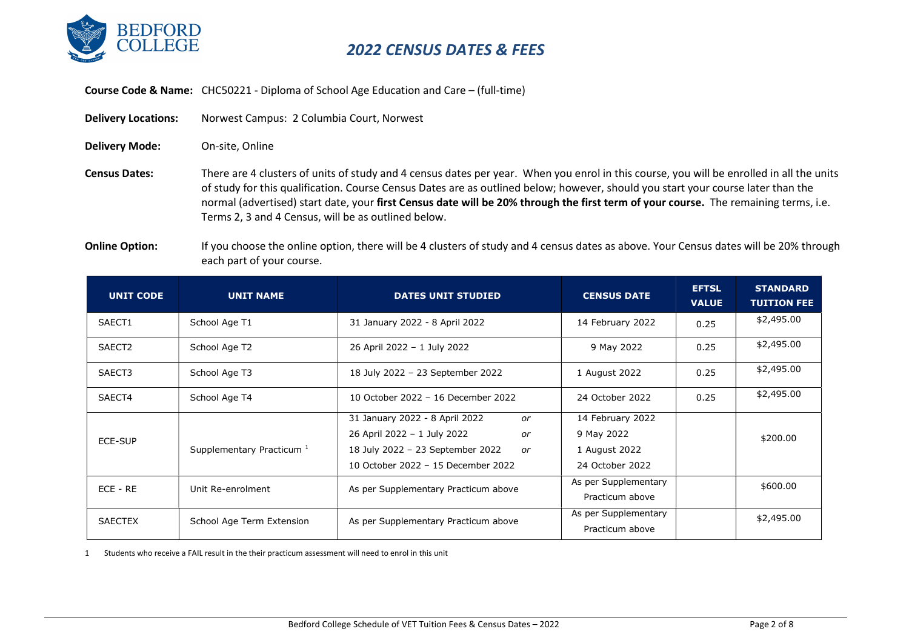# 2022 CENSUS DATES & FEES

**Course Code & Name:** CHC50221 - Diploma of School Age Education and Care – (full-time)

**Delivery Locations:** Norwest Campus: 2 Columbia Court, Norwest

**Delivery Mode:** On-site, Online

**Census Dates:** There are 4 clusters of units of study and 4 census dates per year. When you enrol in this course, you will be enrolled in all the units of study for this qualification. Course Census Dates are as outlined below; however, should you start your course later than the normal (advertised) start date, your **first Census date will be 20% through the first term of your course.** The remaining terms, i.e. Terms 2, 3 and 4 Census, will be as outlined below.

**Online Option:** If you choose the online option, there will be 4 clusters of study and 4 census dates as above. Your Census dates will be 20% through each part of your course.

| UNIT CODE | UNIT NAME | DATES UNIT STUDIED | CENSUS DATE | EFTSL VALUE | STANDARD TUITION FEE |
|---|---|---|---|---|---|
| SAECT1 | School Age T1 | 31 January 2022 - 8 April 2022 | 14 February 2022 | 0.25 | $2,495.00 |
| SAECT2 | School Age T2 | 26 April 2022 – 1 July 2022 | 9 May 2022 | 0.25 | $2,495.00 |
| SAECT3 | School Age T3 | 18 July 2022 – 23 September 2022 | 1 August 2022 | 0.25 | $2,495.00 |
| SAECT4 | School Age T4 | 10 October 2022 – 16 December 2022 | 24 October 2022 | 0.25 | $2,495.00 |
| ECE-SUP | Supplementary Practicum [1] | 31 January 2022 - 8 April 2022 *or*<br>26 April 2022 – 1 July 2022 *or*<br>18 July 2022 – 23 September 2022 *or*<br>10 October 2022 – 15 December 2022 | 14 February 2022<br>9 May 2022<br>1 August 2022<br>24 October 2022 | | $200.00 |
| ECE - RE | Unit Re-enrolment | As per Supplementary Practicum above | As per Supplementary Practicum above | | $600.00 |
| SAECTEX | School Age Term Extension | As per Supplementary Practicum above | As per Supplementary Practicum above | | $2,495.00 |

1 Students who receive a FAIL result in the their practicum assessment will need to enrol in this unit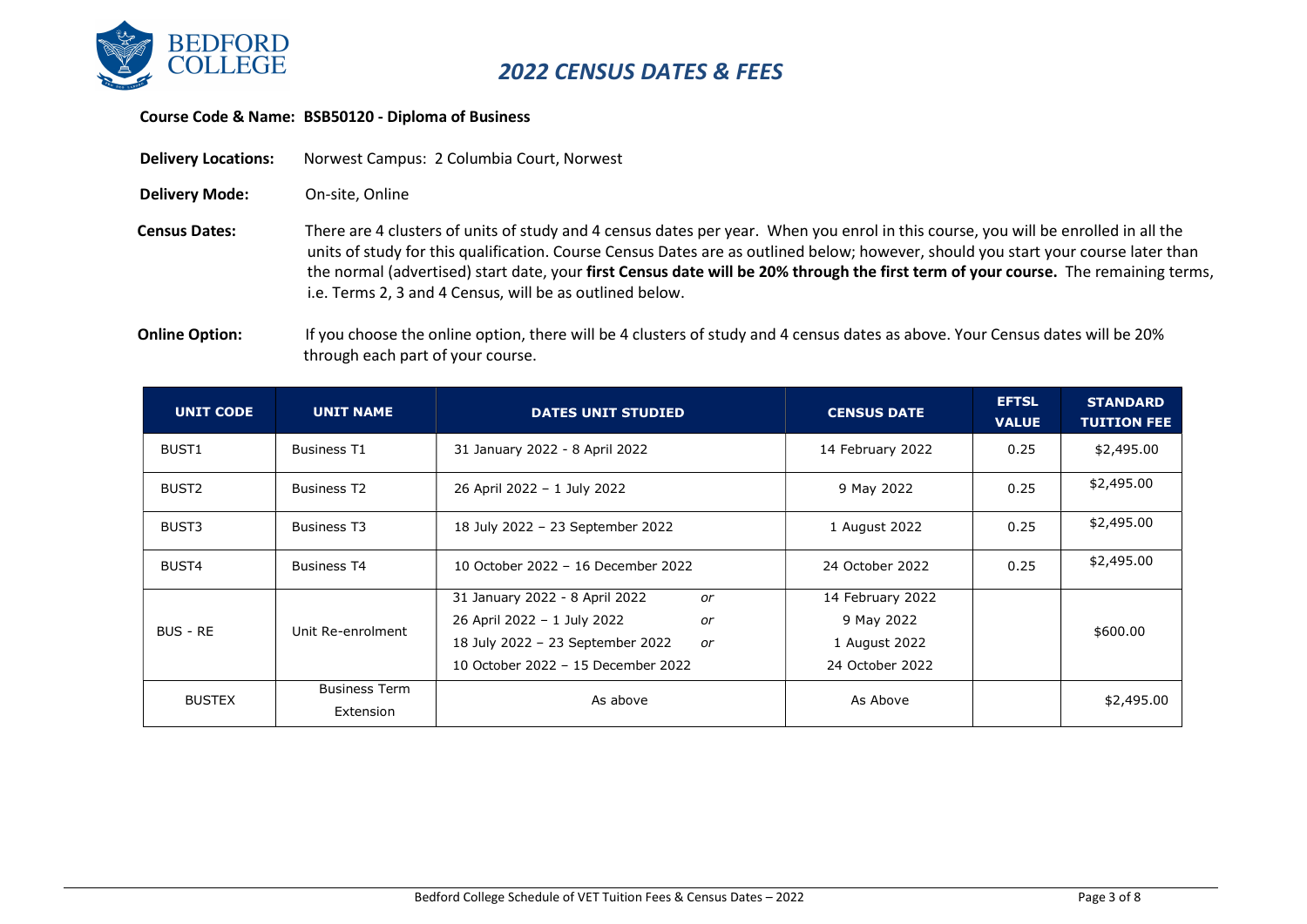# 2022 CENSUS DATES & FEES

**Course Code & Name: BSB50120 - Diploma of Business**

**Delivery Locations:** Norwest Campus: 2 Columbia Court, Norwest

**Delivery Mode:** On-site, Online

**Census Dates:** There are 4 clusters of units of study and 4 census dates per year. When you enrol in this course, you will be enrolled in all the units of study for this qualification. Course Census Dates are as outlined below; however, should you start your course later than the normal (advertised) start date, your **first Census date will be 20% through the first term of your course.** The remaining terms, i.e. Terms 2, 3 and 4 Census, will be as outlined below.

**Online Option:** If you choose the online option, there will be 4 clusters of study and 4 census dates as above. Your Census dates will be 20% through each part of your course.

| UNIT CODE | UNIT NAME | DATES UNIT STUDIED | CENSUS DATE | EFTSL VALUE | STANDARD TUITION FEE |
|---|---|---|---|---|---|
| BUST1 | Business T1 | 31 January 2022 - 8 April 2022 | 14 February 2022 | 0.25 | $2,495.00 |
| BUST2 | Business T2 | 26 April 2022 – 1 July 2022 | 9 May 2022 | 0.25 | $2,495.00 |
| BUST3 | Business T3 | 18 July 2022 – 23 September 2022 | 1 August 2022 | 0.25 | $2,495.00 |
| BUST4 | Business T4 | 10 October 2022 – 16 December 2022 | 24 October 2022 | 0.25 | $2,495.00 |
| BUS - RE | Unit Re-enrolment | 31 January 2022 - 8 April 2022 *or*<br>26 April 2022 – 1 July 2022 *or*<br>18 July 2022 – 23 September 2022 *or*<br>10 October 2022 – 15 December 2022 | 14 February 2022<br>9 May 2022<br>1 August 2022<br>24 October 2022 | | $600.00 |
| BUSTEX | Business Term Extension | As above | As Above | | $2,495.00 |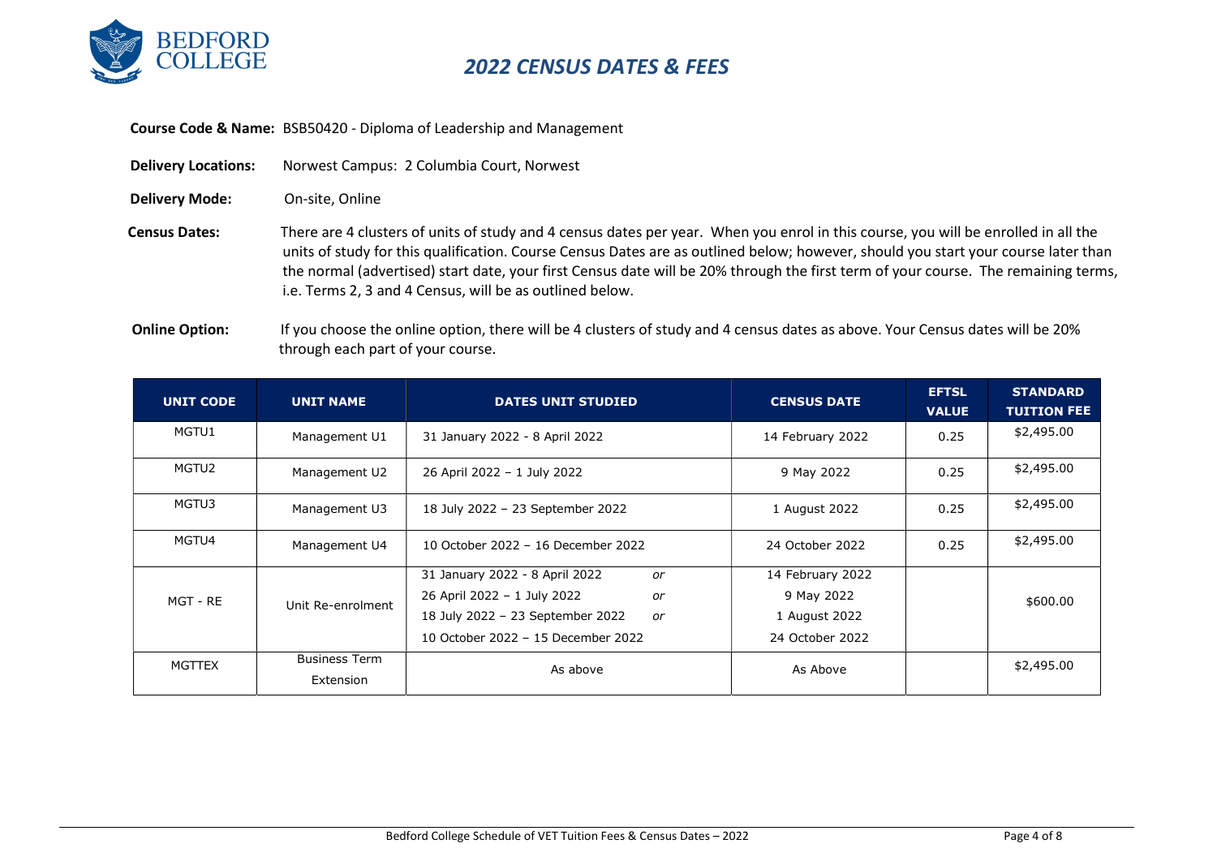# 2022 CENSUS DATES & FEES

**Course Code & Name:** BSB50420 - Diploma of Leadership and Management

**Delivery Locations:** Norwest Campus: 2 Columbia Court, Norwest

**Delivery Mode:** On-site, Online

**Census Dates:** There are 4 clusters of units of study and 4 census dates per year. When you enrol in this course, you will be enrolled in all the units of study for this qualification. Course Census Dates are as outlined below; however, should you start your course later than the normal (advertised) start date, your first Census date will be 20% through the first term of your course. The remaining terms, i.e. Terms 2, 3 and 4 Census, will be as outlined below.

**Online Option:** If you choose the online option, there will be 4 clusters of study and 4 census dates as above. Your Census dates will be 20% through each part of your course.

| UNIT CODE | UNIT NAME | DATES UNIT STUDIED | CENSUS DATE | EFTSL VALUE | STANDARD TUITION FEE |
|---|---|---|---|---|---|
| MGTU1 | Management U1 | 31 January 2022 - 8 April 2022 | 14 February 2022 | 0.25 | $2,495.00 |
| MGTU2 | Management U2 | 26 April 2022 – 1 July 2022 | 9 May 2022 | 0.25 | $2,495.00 |
| MGTU3 | Management U3 | 18 July 2022 – 23 September 2022 | 1 August 2022 | 0.25 | $2,495.00 |
| MGTU4 | Management U4 | 10 October 2022 – 16 December 2022 | 24 October 2022 | 0.25 | $2,495.00 |
| MGT - RE | Unit Re-enrolment | 31 January 2022 - 8 April 2022 *or*<br>26 April 2022 – 1 July 2022 *or*<br>18 July 2022 – 23 September 2022 *or*<br>10 October 2022 – 15 December 2022 | 14 February 2022<br>9 May 2022<br>1 August 2022<br>24 October 2022 | | $600.00 |
| MGTTEX | Business Term Extension | As above | As Above | | $2,495.00 |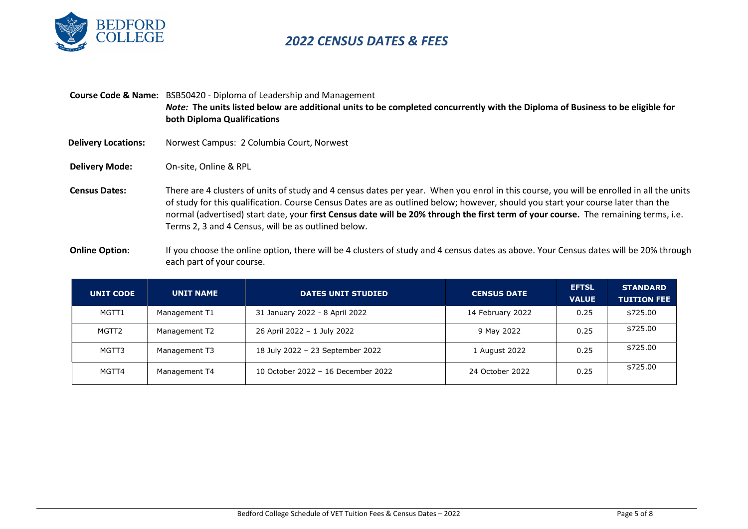# 2022 CENSUS DATES & FEES

**Course Code & Name:** BSB50420 - Diploma of Leadership and Management

***Note:*** **The units listed below are additional units to be completed concurrently with the Diploma of Business to be eligible for both Diploma Qualifications**

**Delivery Locations:** Norwest Campus: 2 Columbia Court, Norwest

**Delivery Mode:** On-site, Online & RPL

**Census Dates:** There are 4 clusters of units of study and 4 census dates per year. When you enrol in this course, you will be enrolled in all the units of study for this qualification. Course Census Dates are as outlined below; however, should you start your course later than the normal (advertised) start date, your **first Census date will be 20% through the first term of your course.** The remaining terms, i.e. Terms 2, 3 and 4 Census, will be as outlined below.

**Online Option:** If you choose the online option, there will be 4 clusters of study and 4 census dates as above. Your Census dates will be 20% through each part of your course.

| UNIT CODE | UNIT NAME | DATES UNIT STUDIED | CENSUS DATE | EFTSL VALUE | STANDARD TUITION FEE |
|---|---|---|---|---|---|
| MGTT1 | Management T1 | 31 January 2022 - 8 April 2022 | 14 February 2022 | 0.25 | $725.00 |
| MGTT2 | Management T2 | 26 April 2022 – 1 July 2022 | 9 May 2022 | 0.25 | $725.00 |
| MGTT3 | Management T3 | 18 July 2022 – 23 September 2022 | 1 August 2022 | 0.25 | $725.00 |
| MGTT4 | Management T4 | 10 October 2022 – 16 December 2022 | 24 October 2022 | 0.25 | $725.00 |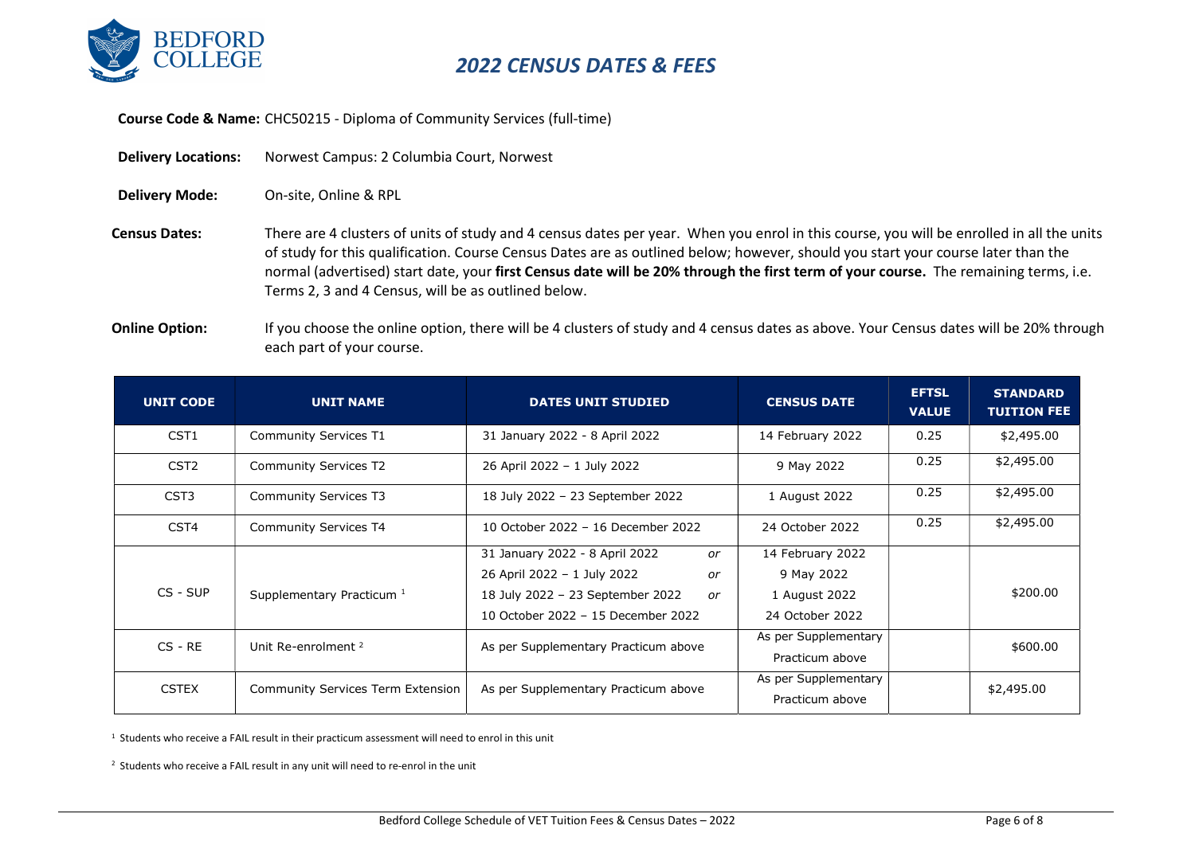# 2022 CENSUS DATES & FEES

**Course Code & Name:** CHC50215 - Diploma of Community Services (full-time)

**Delivery Locations:** Norwest Campus: 2 Columbia Court, Norwest

**Delivery Mode:** On-site, Online & RPL

**Census Dates:** There are 4 clusters of units of study and 4 census dates per year. When you enrol in this course, you will be enrolled in all the units of study for this qualification. Course Census Dates are as outlined below; however, should you start your course later than the normal (advertised) start date, your **first Census date will be 20% through the first term of your course.** The remaining terms, i.e. Terms 2, 3 and 4 Census, will be as outlined below.

**Online Option:** If you choose the online option, there will be 4 clusters of study and 4 census dates as above. Your Census dates will be 20% through each part of your course.

| UNIT CODE | UNIT NAME | DATES UNIT STUDIED | CENSUS DATE | EFTSL VALUE | STANDARD TUITION FEE |
|---|---|---|---|---|---|
| CST1 | Community Services T1 | 31 January 2022 - 8 April 2022 | 14 February 2022 | 0.25 | $2,495.00 |
| CST2 | Community Services T2 | 26 April 2022 – 1 July 2022 | 9 May 2022 | 0.25 | $2,495.00 |
| CST3 | Community Services T3 | 18 July 2022 – 23 September 2022 | 1 August 2022 | 0.25 | $2,495.00 |
| CST4 | Community Services T4 | 10 October 2022 – 16 December 2022 | 24 October 2022 | 0.25 | $2,495.00 |
| CS - SUP | Supplementary Practicum [1] | 31 January 2022 - 8 April 2022 *or*<br>26 April 2022 – 1 July 2022 *or*<br>18 July 2022 – 23 September 2022 *or*<br>10 October 2022 – 15 December 2022 | 14 February 2022<br>9 May 2022<br>1 August 2022<br>24 October 2022 | | $200.00 |
| CS - RE | Unit Re-enrolment [2] | As per Supplementary Practicum above | As per Supplementary Practicum above | | $600.00 |
| CSTEX | Community Services Term Extension | As per Supplementary Practicum above | As per Supplementary Practicum above | | $2,495.00 |

[1] Students who receive a FAIL result in their practicum assessment will need to enrol in this unit

[2] Students who receive a FAIL result in any unit will need to re-enrol in the unit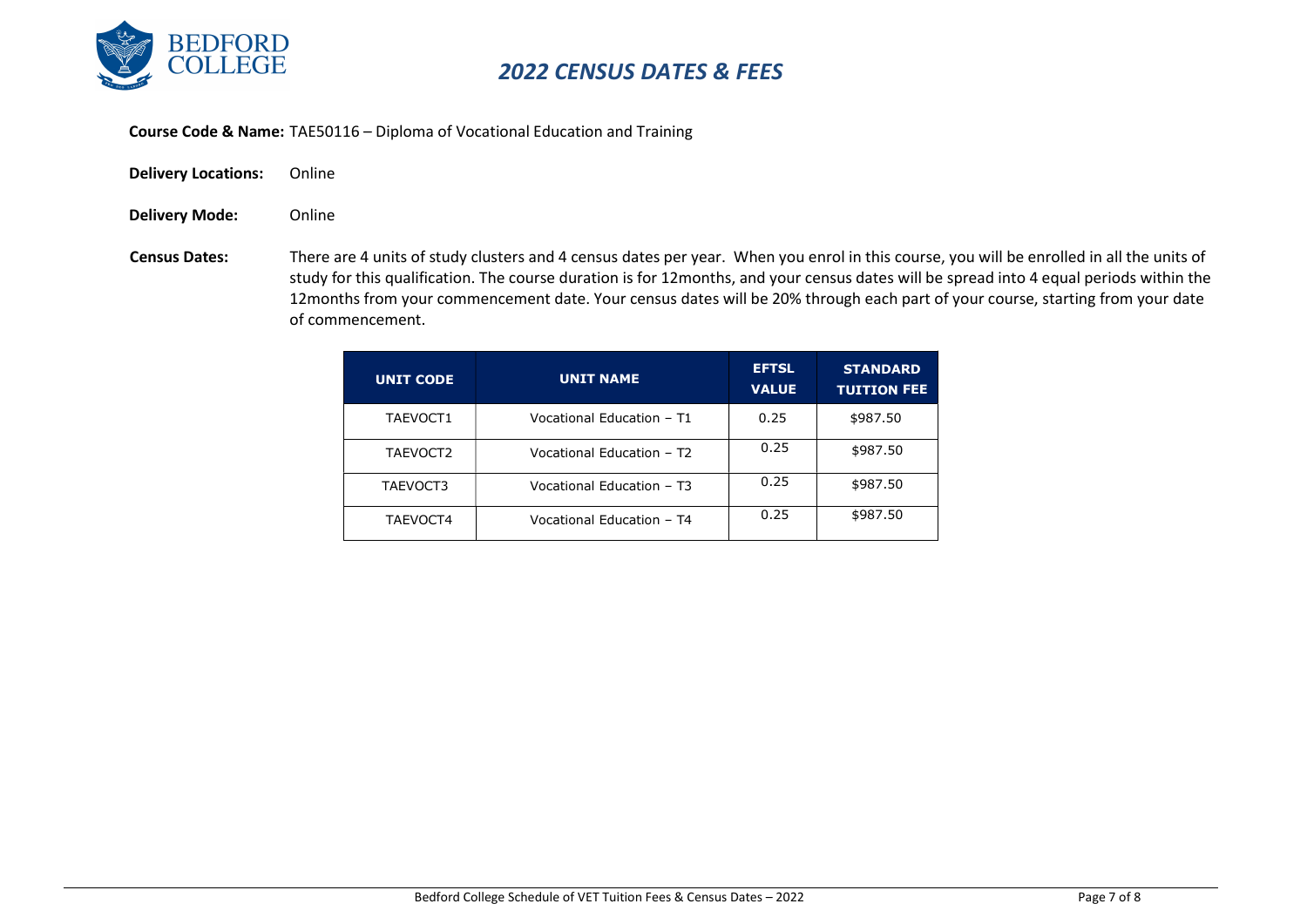# 2022 CENSUS DATES & FEES

**Course Code & Name:** TAE50116 – Diploma of Vocational Education and Training

**Delivery Locations:** Online

**Delivery Mode:** Online

**Census Dates:** There are 4 units of study clusters and 4 census dates per year. When you enrol in this course, you will be enrolled in all the units of study for this qualification. The course duration is for 12months, and your census dates will be spread into 4 equal periods within the 12months from your commencement date. Your census dates will be 20% through each part of your course, starting from your date of commencement.

| UNIT CODE | UNIT NAME | EFTSL VALUE | STANDARD TUITION FEE |
|---|---|---|---|
| TAEVOCT1 | Vocational Education – T1 | 0.25 | $987.50 |
| TAEVOCT2 | Vocational Education – T2 | 0.25 | $987.50 |
| TAEVOCT3 | Vocational Education – T3 | 0.25 | $987.50 |
| TAEVOCT4 | Vocational Education – T4 | 0.25 | $987.50 |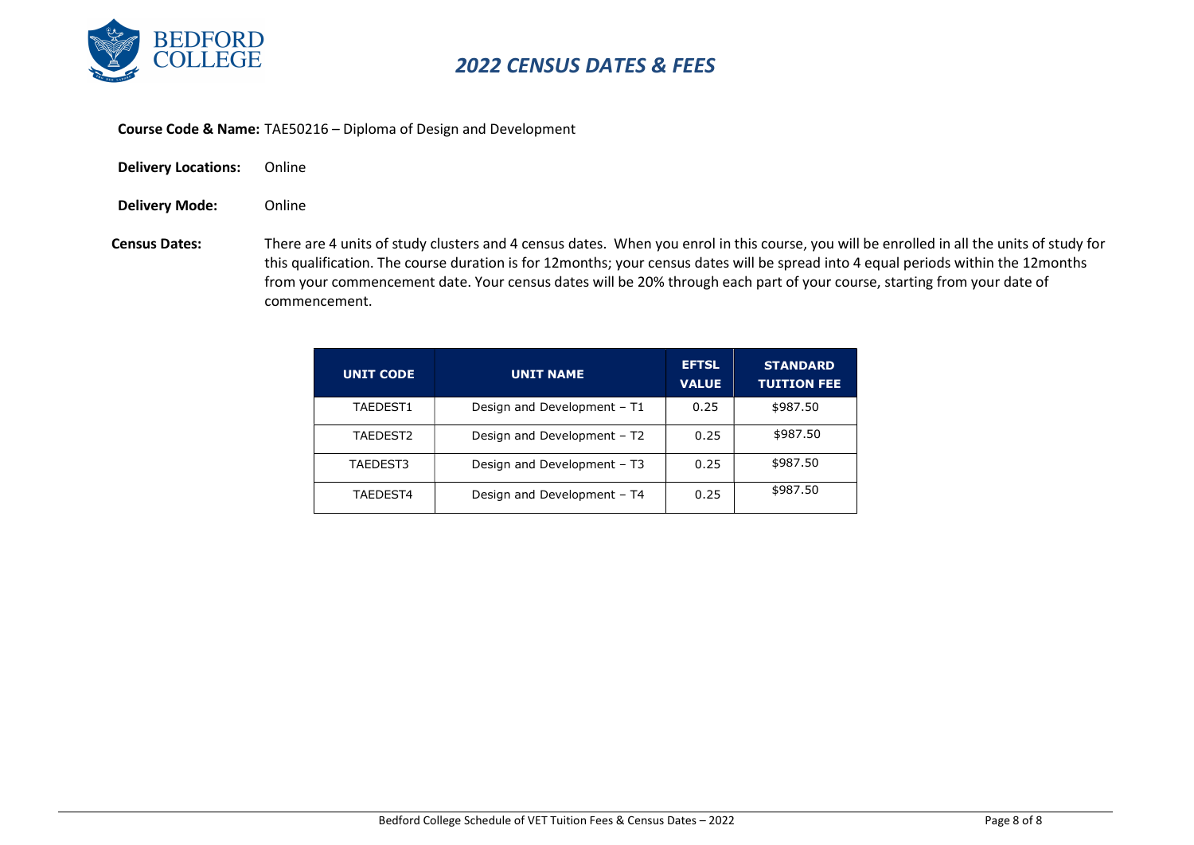# 2022 CENSUS DATES & FEES

**Course Code & Name:** TAE50216 – Diploma of Design and Development

**Delivery Locations:** Online

**Delivery Mode:** Online

**Census Dates:** There are 4 units of study clusters and 4 census dates. When you enrol in this course, you will be enrolled in all the units of study for this qualification. The course duration is for 12months; your census dates will be spread into 4 equal periods within the 12months from your commencement date. Your census dates will be 20% through each part of your course, starting from your date of commencement.

| UNIT CODE | UNIT NAME | EFTSL VALUE | STANDARD TUITION FEE |
|---|---|---|---|
| TAEDEST1 | Design and Development – T1 | 0.25 | $987.50 |
| TAEDEST2 | Design and Development – T2 | 0.25 | $987.50 |
| TAEDEST3 | Design and Development – T3 | 0.25 | $987.50 |
| TAEDEST4 | Design and Development – T4 | 0.25 | $987.50 |